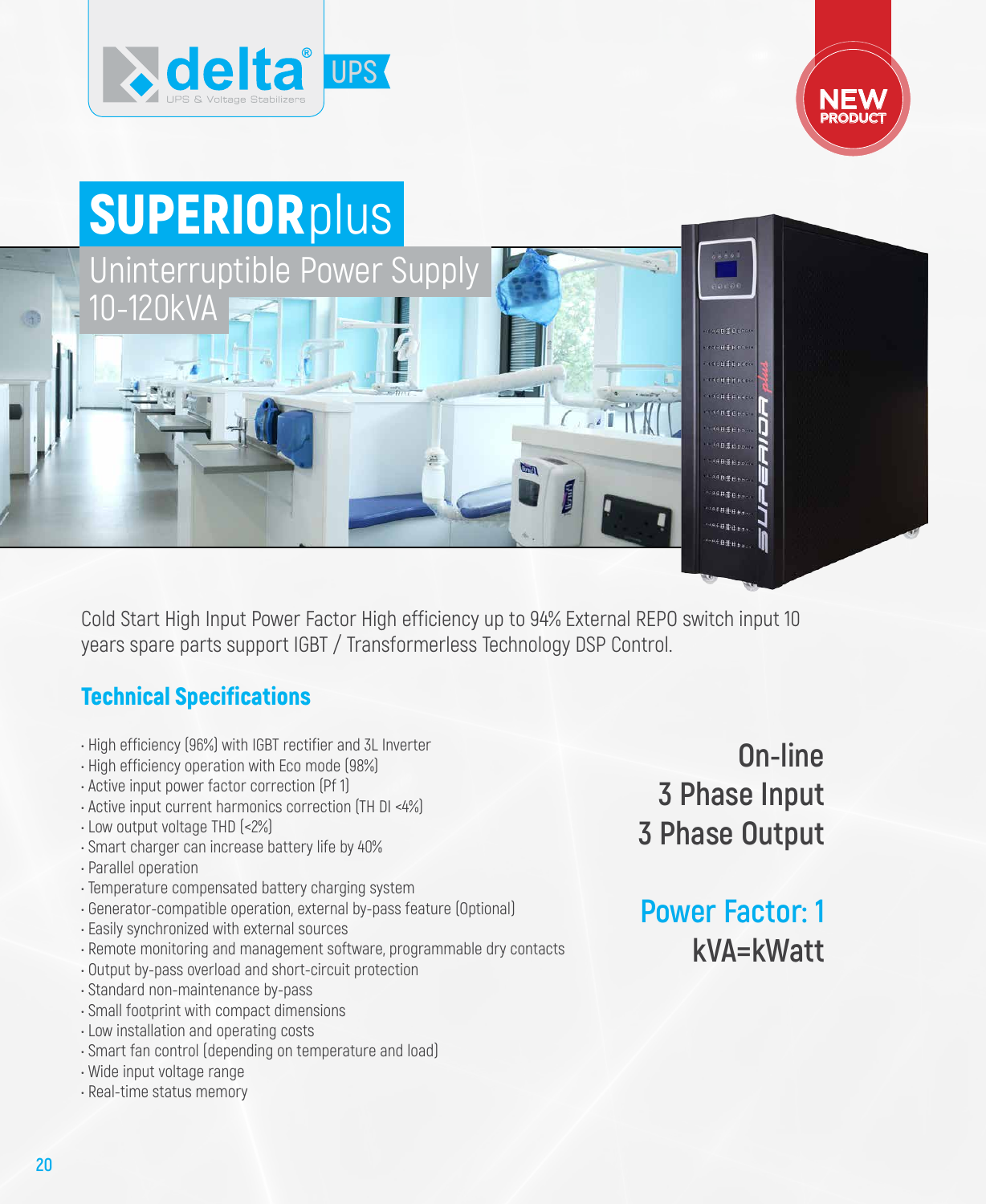delta® UPS

UPS & Voltage Stabilizers

NEW PRODUCT

# SUPERIORplus

## Uninterruptible Power Supply 10-120kVA

Cold Start High Input Power Factor High efficiency up to 94% External REPO switch input 10 years spare parts support IGBT / Transformerless Technology DSP Control.

### Technical Specifications

- High efficiency (96%) with IGBT rectifier and 3L Inverter
- High efficiency operation with Eco mode (98%)
- Active input power factor correction (Pf 1)
- Active input current harmonics correction (TH DI <4%)
- Low output voltage THD (<2%)
- Smart charger can increase battery life by 40%
- Parallel operation
- Temperature compensated battery charging system
- Generator-compatible operation, external by-pass feature (Optional)
- Easily synchronized with external sources
- Remote monitoring and management software, programmable dry contacts
- Output by-pass overload and short-circuit protection
- Standard non-maintenance by-pass
- Small footprint with compact dimensions
- Low installation and operating costs
- Smart fan control (depending on temperature and load)
- Wide input voltage range
- Real-time status memory

**On-line**
**3 Phase Input**
**3 Phase Output**

**Power Factor: 1**
**kVA=kWatt**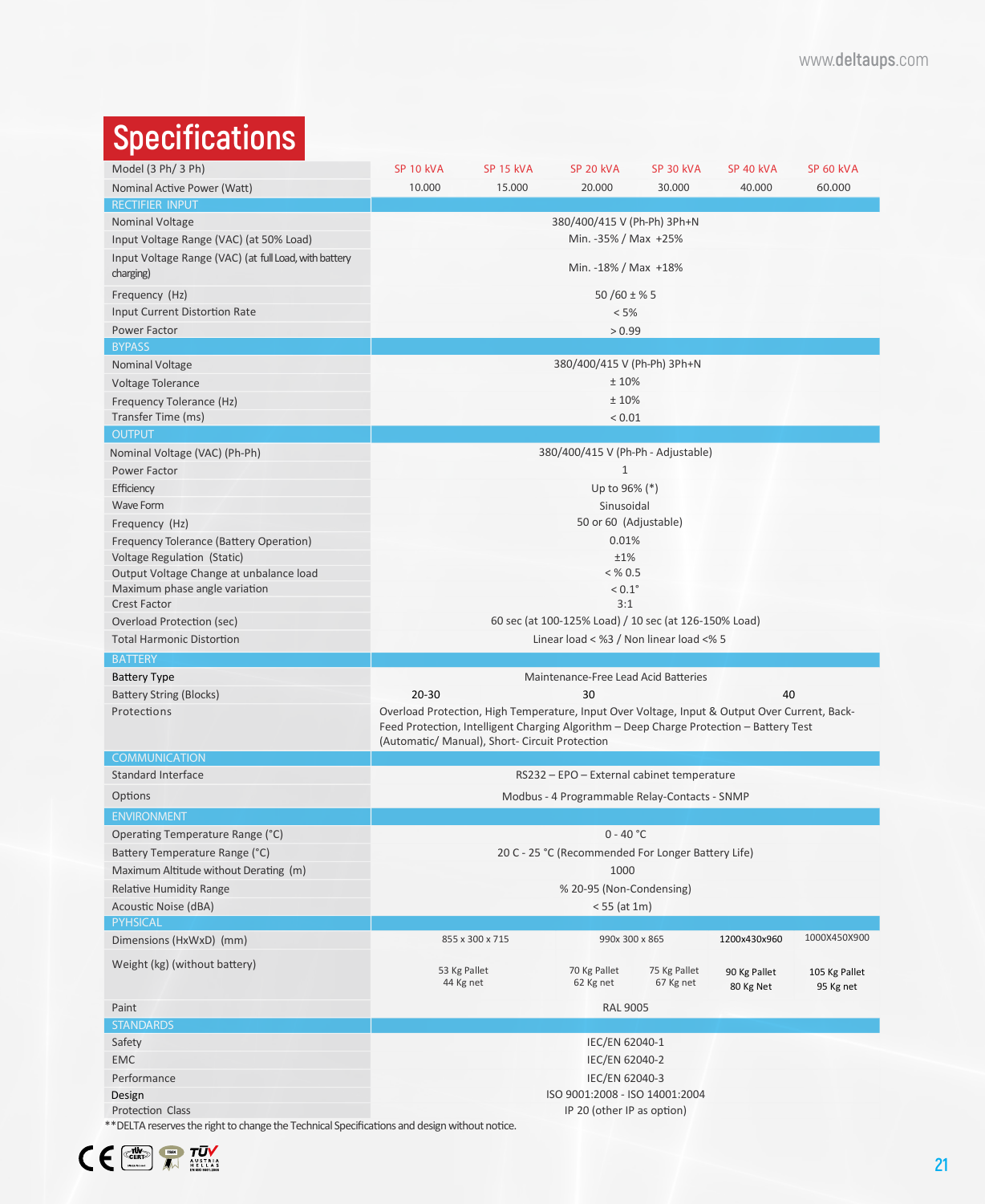# Specifications

| Model (3 Ph/ 3 Ph) | SP 10 kVA | SP 15 kVA | SP 20 kVA | SP 30 kVA | SP 40 kVA | SP 60 kVA |
|---|---|---|---|---|---|---|
| Nominal Active Power (Watt) | 10.000 | 15.000 | 20.000 | 30.000 | 40.000 | 60.000 |
| **RECTIFIER INPUT** | | | | | | |
| Nominal Voltage | 380/400/415 V (Ph-Ph) 3Ph+N | | | | | |
| Input Voltage Range (VAC) (at 50% Load) | Min. -35% / Max +25% | | | | | |
| Input Voltage Range (VAC) (at full Load, with battery charging) | Min. -18% / Max +18% | | | | | |
| Frequency (Hz) | 50 /60 ± % 5 | | | | | |
| Input Current Distortion Rate | < 5% | | | | | |
| Power Factor | > 0.99 | | | | | |
| **BYPASS** | | | | | | |
| Nominal Voltage | 380/400/415 V (Ph-Ph) 3Ph+N | | | | | |
| Voltage Tolerance | ± 10% | | | | | |
| Frequency Tolerance (Hz) | ± 10% | | | | | |
| Transfer Time (ms) | < 0.01 | | | | | |
| **OUTPUT** | | | | | | |
| Nominal Voltage (VAC) (Ph-Ph) | 380/400/415 V (Ph-Ph - Adjustable) | | | | | |
| Power Factor | 1 | | | | | |
| Efficiency | Up to 96% (*) | | | | | |
| Wave Form | Sinusoidal | | | | | |
| Frequency (Hz) | 50 or 60 (Adjustable) | | | | | |
| Frequency Tolerance (Battery Operation) | 0.01% | | | | | |
| Voltage Regulation (Static) | ±1% | | | | | |
| Output Voltage Change at unbalance load | < % 0.5 | | | | | |
| Maximum phase angle variation | < 0.1° | | | | | |
| Crest Factor | 3:1 | | | | | |
| Overload Protection (sec) | 60 sec (at 100-125% Load) / 10 sec (at 126-150% Load) | | | | | |
| Total Harmonic Distortion | Linear load < %3 / Non linear load <% 5 | | | | | |
| **BATTERY** | | | | | | |
| Battery Type | Maintenance-Free Lead Acid Batteries | | | | | |
| Battery String (Blocks) | 20-30 | | 30 | | 40 | |
| Protections | Overload Protection, High Temperature, Input Over Voltage, Input & Output Over Current, Back-Feed Protection, Intelligent Charging Algorithm – Deep Charge Protection – Battery Test (Automatic/ Manual), Short- Circuit Protection | | | | | |
| **COMMUNICATION** | | | | | | |
| Standard Interface | RS232 – EPO – External cabinet temperature | | | | | |
| Options | Modbus - 4 Programmable Relay-Contacts - SNMP | | | | | |
| **ENVIRONMENT** | | | | | | |
| Operating Temperature Range (°C) | 0 - 40 °C | | | | | |
| Battery Temperature Range (°C) | 20 C - 25 °C (Recommended For Longer Battery Life) | | | | | |
| Maximum Altitude without Derating (m) | 1000 | | | | | |
| Relative Humidity Range | % 20-95 (Non-Condensing) | | | | | |
| Acoustic Noise (dBA) | < 55 (at 1m) | | | | | |
| **PYHSICAL** | | | | | | |
| Dimensions (HxWxD) (mm) | 855 x 300 x 715 | | 990x 300 x 865 | | 1200x430x960 | 1000X450X900 |
| Weight (kg) (without battery) | 53 Kg Pallet 44 Kg net | | 70 Kg Pallet 62 Kg net | 75 Kg Pallet 67 Kg net | 90 Kg Pallet 80 Kg Net | 105 Kg Pallet 95 Kg net |
| Paint | RAL 9005 | | | | | |
| **STANDARDS** | | | | | | |
| Safety | IEC/EN 62040-1 | | | | | |
| EMC | IEC/EN 62040-2 | | | | | |
| Performance | IEC/EN 62040-3 | | | | | |
| Design | ISO 9001:2008 - ISO 14001:2004 | | | | | |
| Protection Class | IP 20 (other IP as option) | | | | | |

**DELTA reserves the right to change the Technical Specifications and design without notice.